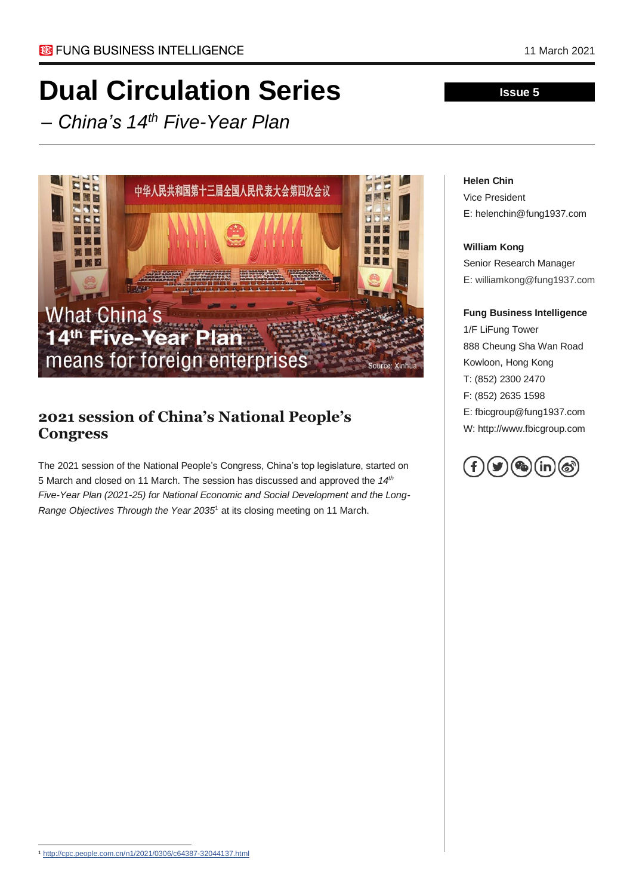FUNG BUSINESS INTELLIGENCE

11 March 2021

# Dual Circulation Series

*– China's 14th Five-Year Plan*

**Issue 5**

**Helen Chin**
Vice President
E: helenchin@fung1937.com

**William Kong**
Senior Research Manager
E: williamkong@fung1937.com

**Fung Business Intelligence**
1/F LiFung Tower
888 Cheung Sha Wan Road
Kowloon, Hong Kong
T: (852) 2300 2470
F: (852) 2635 1598
E: fbicgroup@fung1937.com
W: http://www.fbicgroup.com

What China's **14th Five-Year Plan** means for foreign enterprises

Source: Xinhua

## 2021 session of China's National People's Congress

The 2021 session of the National People's Congress, China's top legislature, started on 5 March and closed on 11 March. The session has discussed and approved the *14th Five-Year Plan (2021-25) for National Economic and Social Development and the Long-Range Objectives Through the Year 2035*[1] at its closing meeting on 11 March.

[1] http://cpc.people.com.cn/n1/2021/0306/c64387-32044137.html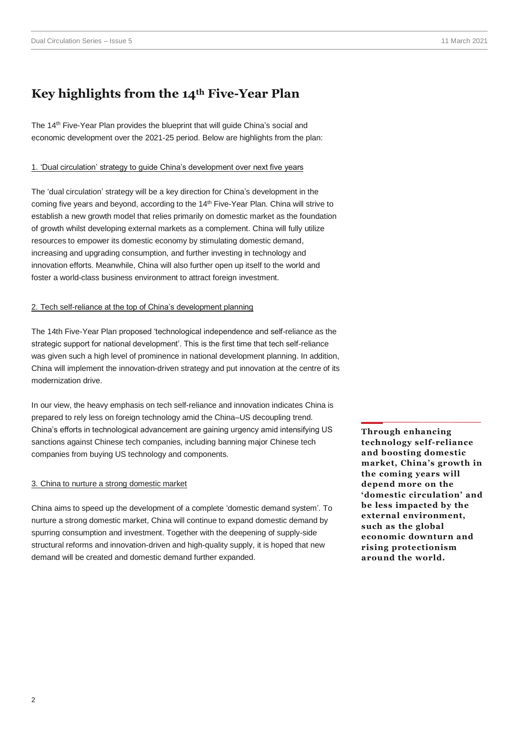## Key highlights from the 14th Five-Year Plan

The 14th Five-Year Plan provides the blueprint that will guide China's social and economic development over the 2021-25 period. Below are highlights from the plan:

### 1. 'Dual circulation' strategy to guide China's development over next five years

The 'dual circulation' strategy will be a key direction for China's development in the coming five years and beyond, according to the 14th Five-Year Plan. China will strive to establish a new growth model that relies primarily on domestic market as the foundation of growth whilst developing external markets as a complement. China will fully utilize resources to empower its domestic economy by stimulating domestic demand, increasing and upgrading consumption, and further investing in technology and innovation efforts. Meanwhile, China will also further open up itself to the world and foster a world-class business environment to attract foreign investment.

### 2. Tech self-reliance at the top of China's development planning

The 14th Five-Year Plan proposed 'technological independence and self-reliance as the strategic support for national development'. This is the first time that tech self-reliance was given such a high level of prominence in national development planning. In addition, China will implement the innovation-driven strategy and put innovation at the centre of its modernization drive.

In our view, the heavy emphasis on tech self-reliance and innovation indicates China is prepared to rely less on foreign technology amid the China–US decoupling trend. China's efforts in technological advancement are gaining urgency amid intensifying US sanctions against Chinese tech companies, including banning major Chinese tech companies from buying US technology and components.

**Through enhancing technology self-reliance and boosting domestic market, China's growth in the coming years will depend more on the 'domestic circulation' and be less impacted by the external environment, such as the global economic downturn and rising protectionism around the world.**

### 3. China to nurture a strong domestic market

China aims to speed up the development of a complete 'domestic demand system'. To nurture a strong domestic market, China will continue to expand domestic demand by spurring consumption and investment. Together with the deepening of supply-side structural reforms and innovation-driven and high-quality supply, it is hoped that new demand will be created and domestic demand further expanded.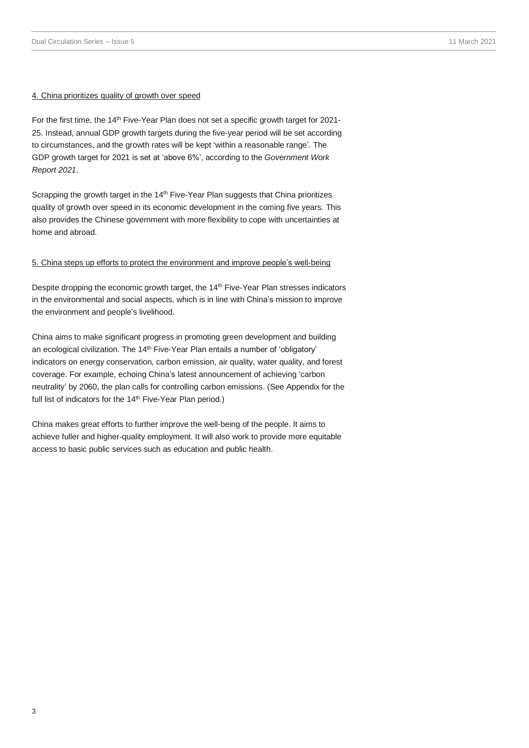#### 4. China prioritizes quality of growth over speed

For the first time, the 14th Five-Year Plan does not set a specific growth target for 2021-25. Instead, annual GDP growth targets during the five-year period will be set according to circumstances, and the growth rates will be kept 'within a reasonable range'. The GDP growth target for 2021 is set at 'above 6%', according to the *Government Work Report 2021*.

Scrapping the growth target in the 14th Five-Year Plan suggests that China prioritizes quality of growth over speed in its economic development in the coming five years. This also provides the Chinese government with more flexibility to cope with uncertainties at home and abroad.

#### 5. China steps up efforts to protect the environment and improve people's well-being

Despite dropping the economic growth target, the 14th Five-Year Plan stresses indicators in the environmental and social aspects, which is in line with China's mission to improve the environment and people's livelihood.

China aims to make significant progress in promoting green development and building an ecological civilization. The 14th Five-Year Plan entails a number of 'obligatory' indicators on energy conservation, carbon emission, air quality, water quality, and forest coverage. For example, echoing China's latest announcement of achieving 'carbon neutrality' by 2060, the plan calls for controlling carbon emissions. (See Appendix for the full list of indicators for the 14th Five-Year Plan period.)

China makes great efforts to further improve the well-being of the people. It aims to achieve fuller and higher-quality employment. It will also work to provide more equitable access to basic public services such as education and public health.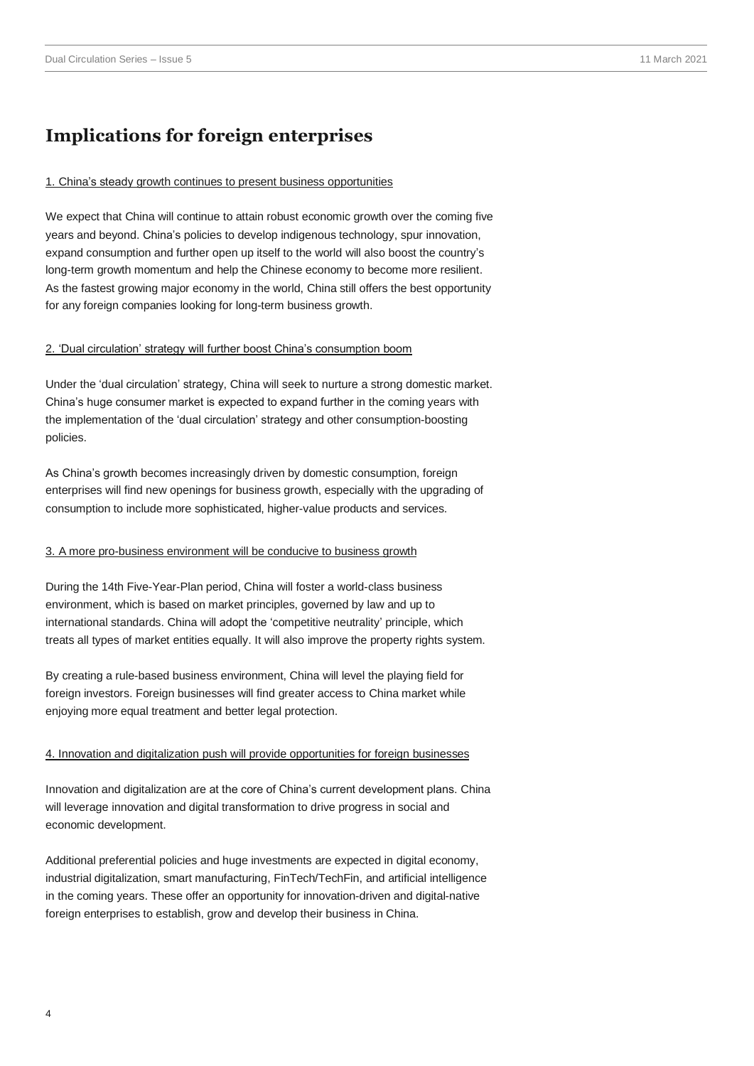## Implications for foreign enterprises

1. China's steady growth continues to present business opportunities

We expect that China will continue to attain robust economic growth over the coming five years and beyond. China's policies to develop indigenous technology, spur innovation, expand consumption and further open up itself to the world will also boost the country's long-term growth momentum and help the Chinese economy to become more resilient. As the fastest growing major economy in the world, China still offers the best opportunity for any foreign companies looking for long-term business growth.

2. 'Dual circulation' strategy will further boost China's consumption boom

Under the 'dual circulation' strategy, China will seek to nurture a strong domestic market. China's huge consumer market is expected to expand further in the coming years with the implementation of the 'dual circulation' strategy and other consumption-boosting policies.

As China's growth becomes increasingly driven by domestic consumption, foreign enterprises will find new openings for business growth, especially with the upgrading of consumption to include more sophisticated, higher-value products and services.

3. A more pro-business environment will be conducive to business growth

During the 14th Five-Year-Plan period, China will foster a world-class business environment, which is based on market principles, governed by law and up to international standards. China will adopt the 'competitive neutrality' principle, which treats all types of market entities equally. It will also improve the property rights system.

By creating a rule-based business environment, China will level the playing field for foreign investors. Foreign businesses will find greater access to China market while enjoying more equal treatment and better legal protection.

4. Innovation and digitalization push will provide opportunities for foreign businesses

Innovation and digitalization are at the core of China's current development plans. China will leverage innovation and digital transformation to drive progress in social and economic development.

Additional preferential policies and huge investments are expected in digital economy, industrial digitalization, smart manufacturing, FinTech/TechFin, and artificial intelligence in the coming years. These offer an opportunity for innovation-driven and digital-native foreign enterprises to establish, grow and develop their business in China.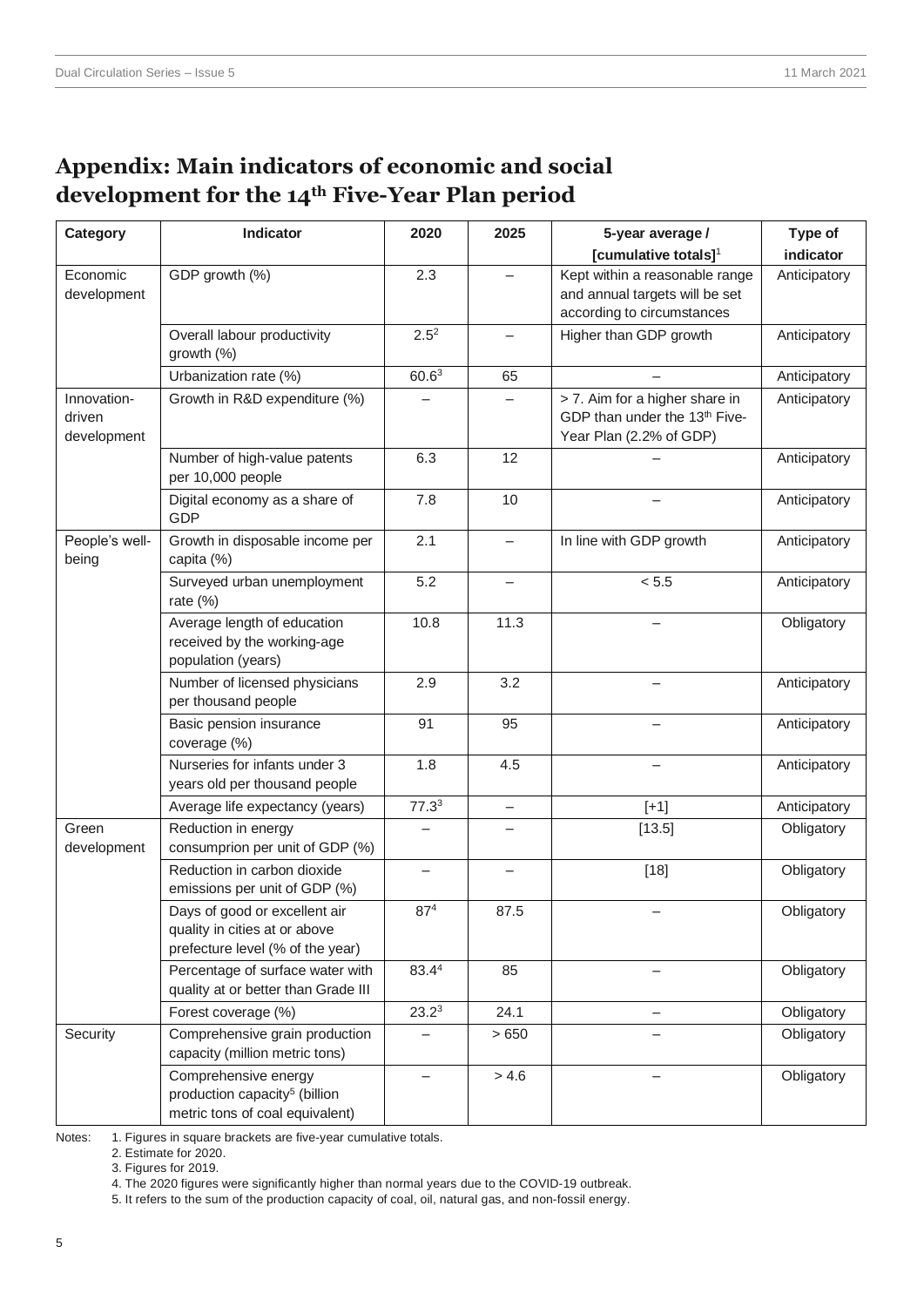## Appendix: Main indicators of economic and social development for the 14th Five-Year Plan period

| Category | Indicator | 2020 | 2025 | 5-year average / [cumulative totals][1] | Type of indicator |
|---|---|---|---|---|---|
| Economic development | GDP growth (%) | 2.3 | – | Kept within a reasonable range and annual targets will be set according to circumstances | Anticipatory |
| | Overall labour productivity growth (%) | 2.5[2] | – | Higher than GDP growth | Anticipatory |
| | Urbanization rate (%) | 60.6[3] | 65 | – | Anticipatory |
| Innovation-driven development | Growth in R&D expenditure (%) | – | – | > 7. Aim for a higher share in GDP than under the 13th Five-Year Plan (2.2% of GDP) | Anticipatory |
| | Number of high-value patents per 10,000 people | 6.3 | 12 | – | Anticipatory |
| | Digital economy as a share of GDP | 7.8 | 10 | – | Anticipatory |
| People's well-being | Growth in disposable income per capita (%) | 2.1 | – | In line with GDP growth | Anticipatory |
| | Surveyed urban unemployment rate (%) | 5.2 | – | < 5.5 | Anticipatory |
| | Average length of education received by the working-age population (years) | 10.8 | 11.3 | – | Obligatory |
| | Number of licensed physicians per thousand people | 2.9 | 3.2 | – | Anticipatory |
| | Basic pension insurance coverage (%) | 91 | 95 | – | Anticipatory |
| | Nurseries for infants under 3 years old per thousand people | 1.8 | 4.5 | – | Anticipatory |
| | Average life expectancy (years) | 77.3[3] | – | [+1] | Anticipatory |
| Green development | Reduction in energy consumprion per unit of GDP (%) | – | – | [13.5] | Obligatory |
| | Reduction in carbon dioxide emissions per unit of GDP (%) | – | – | [18] | Obligatory |
| | Days of good or excellent air quality in cities at or above prefecture level (% of the year) | 87[4] | 87.5 | – | Obligatory |
| | Percentage of surface water with quality at or better than Grade III | 83.4[4] | 85 | – | Obligatory |
| | Forest coverage (%) | 23.2[3] | 24.1 | – | Obligatory |
| Security | Comprehensive grain production capacity (million metric tons) | – | > 650 | – | Obligatory |
| | Comprehensive energy production capacity[5] (billion metric tons of coal equivalent) | – | > 4.6 | – | Obligatory |

Notes:
1. Figures in square brackets are five-year cumulative totals.
2. Estimate for 2020.
3. Figures for 2019.
4. The 2020 figures were significantly higher than normal years due to the COVID-19 outbreak.
5. It refers to the sum of the production capacity of coal, oil, natural gas, and non-fossil energy.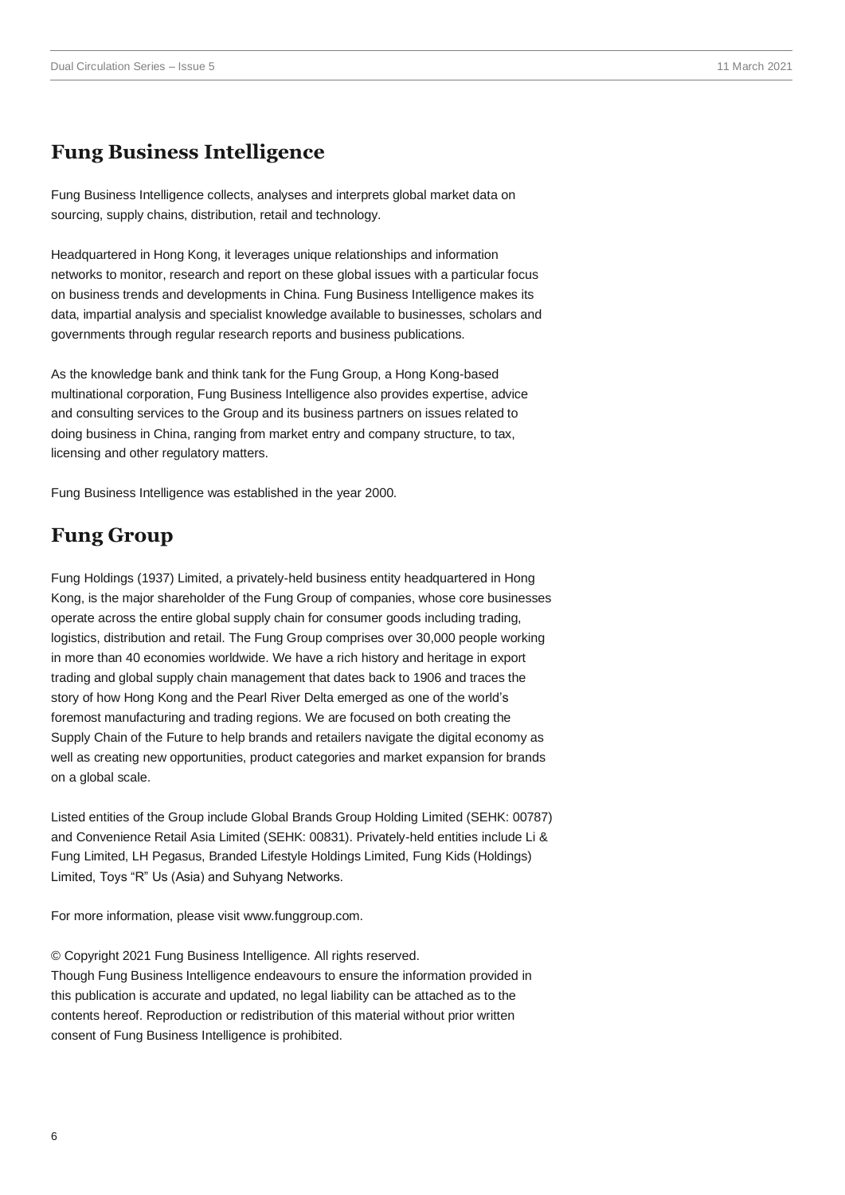## Fung Business Intelligence

Fung Business Intelligence collects, analyses and interprets global market data on sourcing, supply chains, distribution, retail and technology.

Headquartered in Hong Kong, it leverages unique relationships and information networks to monitor, research and report on these global issues with a particular focus on business trends and developments in China. Fung Business Intelligence makes its data, impartial analysis and specialist knowledge available to businesses, scholars and governments through regular research reports and business publications.

As the knowledge bank and think tank for the Fung Group, a Hong Kong-based multinational corporation, Fung Business Intelligence also provides expertise, advice and consulting services to the Group and its business partners on issues related to doing business in China, ranging from market entry and company structure, to tax, licensing and other regulatory matters.

Fung Business Intelligence was established in the year 2000.

## Fung Group

Fung Holdings (1937) Limited, a privately-held business entity headquartered in Hong Kong, is the major shareholder of the Fung Group of companies, whose core businesses operate across the entire global supply chain for consumer goods including trading, logistics, distribution and retail. The Fung Group comprises over 30,000 people working in more than 40 economies worldwide. We have a rich history and heritage in export trading and global supply chain management that dates back to 1906 and traces the story of how Hong Kong and the Pearl River Delta emerged as one of the world's foremost manufacturing and trading regions. We are focused on both creating the Supply Chain of the Future to help brands and retailers navigate the digital economy as well as creating new opportunities, product categories and market expansion for brands on a global scale.

Listed entities of the Group include Global Brands Group Holding Limited (SEHK: 00787) and Convenience Retail Asia Limited (SEHK: 00831). Privately-held entities include Li & Fung Limited, LH Pegasus, Branded Lifestyle Holdings Limited, Fung Kids (Holdings) Limited, Toys "R" Us (Asia) and Suhyang Networks.

For more information, please visit www.funggroup.com.

© Copyright 2021 Fung Business Intelligence. All rights reserved.
Though Fung Business Intelligence endeavours to ensure the information provided in this publication is accurate and updated, no legal liability can be attached as to the contents hereof. Reproduction or redistribution of this material without prior written consent of Fung Business Intelligence is prohibited.